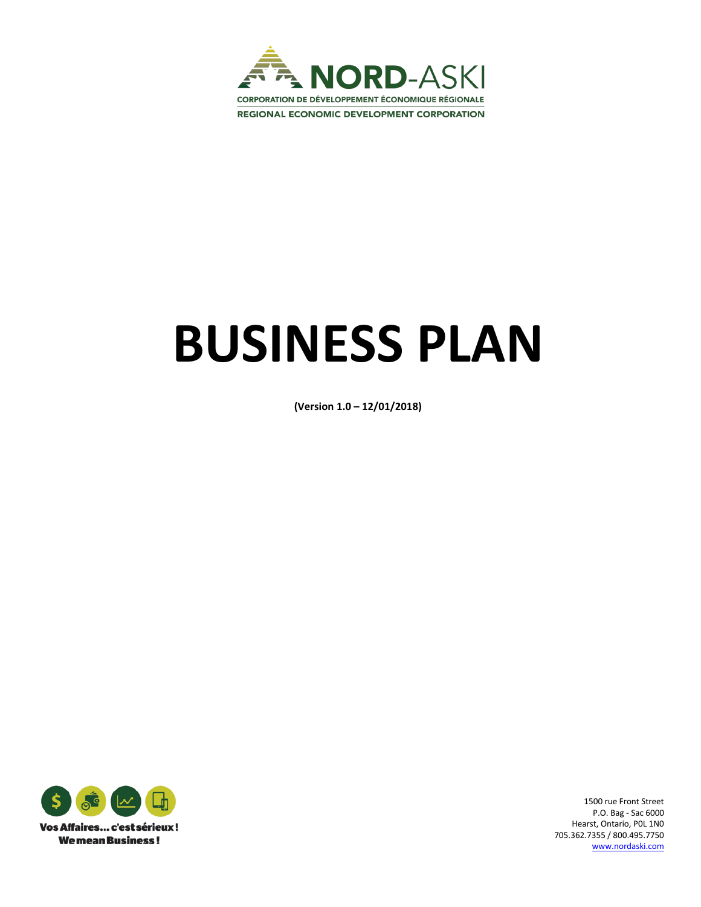**NORD-ASKI**

CORPORATION DE DÉVELOPPEMENT ÉCONOMIQUE RÉGIONALE

REGIONAL ECONOMIC DEVELOPMENT CORPORATION

# BUSINESS PLAN

**(Version 1.0 – 12/01/2018)**

**Vos Affaires... c'est sérieux !**
**We mean Business !**

1500 rue Front Street
P.O. Bag - Sac 6000
Hearst, Ontario, P0L 1N0
705.362.7355 / 800.495.7750
www.nordaski.com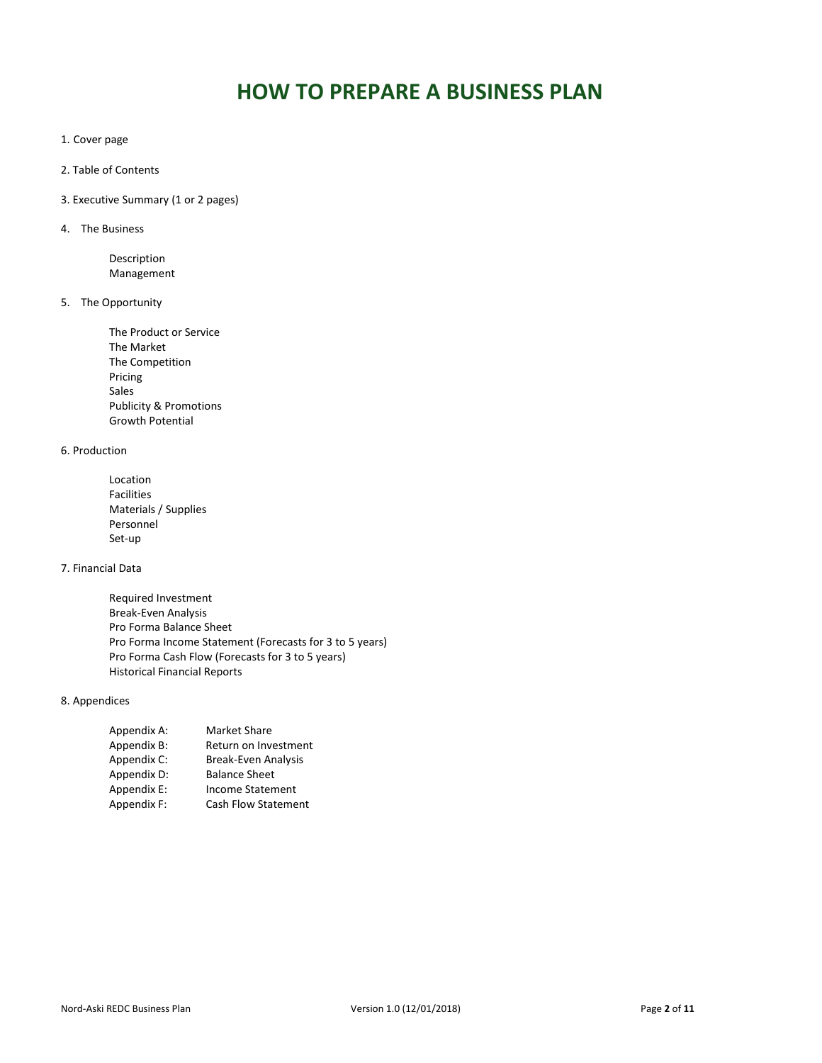# HOW TO PREPARE A BUSINESS PLAN

1. Cover page

2. Table of Contents

3. Executive Summary (1 or 2 pages)

4. The Business

    Description
    Management

5. The Opportunity

    The Product or Service
    The Market
    The Competition
    Pricing
    Sales
    Publicity & Promotions
    Growth Potential

6. Production

    Location
    Facilities
    Materials / Supplies
    Personnel
    Set-up

7. Financial Data

    Required Investment
    Break-Even Analysis
    Pro Forma Balance Sheet
    Pro Forma Income Statement (Forecasts for 3 to 5 years)
    Pro Forma Cash Flow (Forecasts for 3 to 5 years)
    Historical Financial Reports

8. Appendices

    Appendix A: Market Share
    Appendix B: Return on Investment
    Appendix C: Break-Even Analysis
    Appendix D: Balance Sheet
    Appendix E: Income Statement
    Appendix F: Cash Flow Statement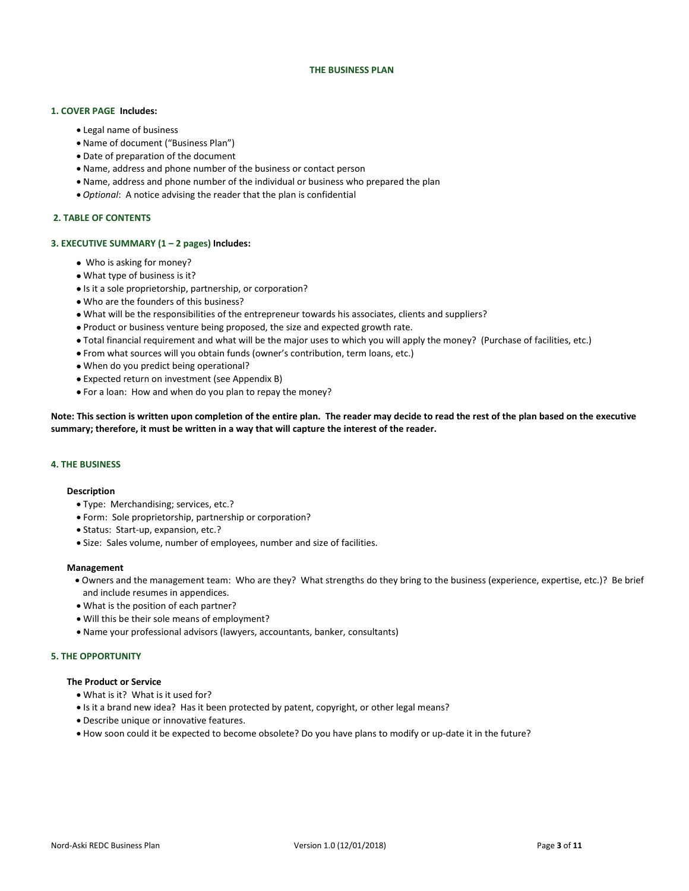# THE BUSINESS PLAN

## 1. COVER PAGE **Includes:**

- Legal name of business
- Name of document ("Business Plan")
- Date of preparation of the document
- Name, address and phone number of the business or contact person
- Name, address and phone number of the individual or business who prepared the plan
- *Optional*: A notice advising the reader that the plan is confidential

## 2. TABLE OF CONTENTS

## 3. EXECUTIVE SUMMARY (1 – 2 pages) **Includes:**

- Who is asking for money?
- What type of business is it?
- Is it a sole proprietorship, partnership, or corporation?
- Who are the founders of this business?
- What will be the responsibilities of the entrepreneur towards his associates, clients and suppliers?
- Product or business venture being proposed, the size and expected growth rate.
- Total financial requirement and what will be the major uses to which you will apply the money? (Purchase of facilities, etc.)
- From what sources will you obtain funds (owner's contribution, term loans, etc.)
- When do you predict being operational?
- Expected return on investment (see Appendix B)
- For a loan: How and when do you plan to repay the money?

**Note: This section is written upon completion of the entire plan. The reader may decide to read the rest of the plan based on the executive summary; therefore, it must be written in a way that will capture the interest of the reader.**

## 4. THE BUSINESS

### Description

- Type: Merchandising; services, etc.?
- Form: Sole proprietorship, partnership or corporation?
- Status: Start-up, expansion, etc.?
- Size: Sales volume, number of employees, number and size of facilities.

### Management

- Owners and the management team: Who are they? What strengths do they bring to the business (experience, expertise, etc.)? Be brief and include resumes in appendices.
- What is the position of each partner?
- Will this be their sole means of employment?
- Name your professional advisors (lawyers, accountants, banker, consultants)

## 5. THE OPPORTUNITY

### The Product or Service

- What is it? What is it used for?
- Is it a brand new idea? Has it been protected by patent, copyright, or other legal means?
- Describe unique or innovative features.
- How soon could it be expected to become obsolete? Do you have plans to modify or up-date it in the future?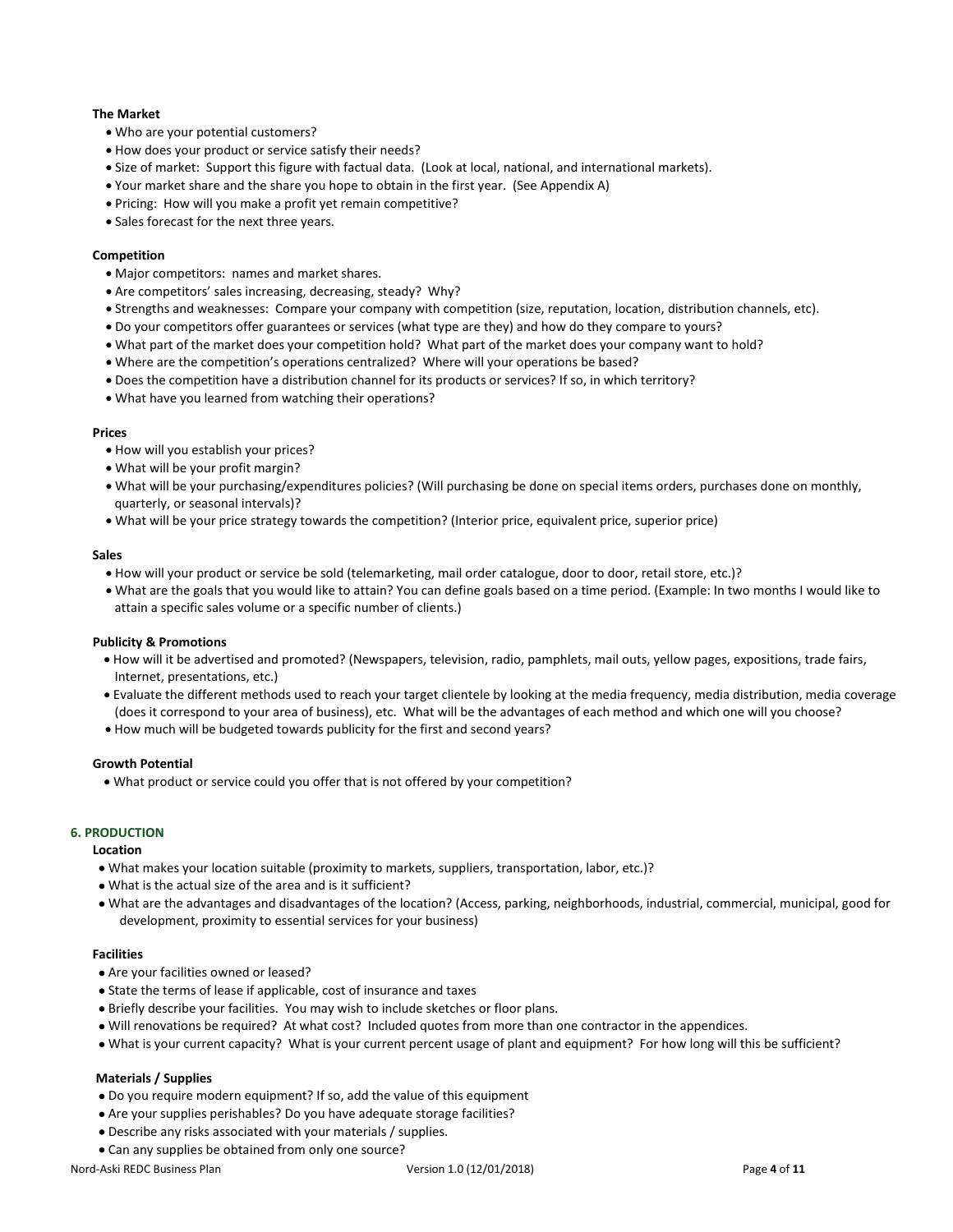**The Market**

- Who are your potential customers?
- How does your product or service satisfy their needs?
- Size of market: Support this figure with factual data. (Look at local, national, and international markets).
- Your market share and the share you hope to obtain in the first year. (See Appendix A)
- Pricing: How will you make a profit yet remain competitive?
- Sales forecast for the next three years.

**Competition**

- Major competitors: names and market shares.
- Are competitors' sales increasing, decreasing, steady? Why?
- Strengths and weaknesses: Compare your company with competition (size, reputation, location, distribution channels, etc).
- Do your competitors offer guarantees or services (what type are they) and how do they compare to yours?
- What part of the market does your competition hold? What part of the market does your company want to hold?
- Where are the competition's operations centralized? Where will your operations be based?
- Does the competition have a distribution channel for its products or services? If so, in which territory?
- What have you learned from watching their operations?

**Prices**

- How will you establish your prices?
- What will be your profit margin?
- What will be your purchasing/expenditures policies? (Will purchasing be done on special items orders, purchases done on monthly, quarterly, or seasonal intervals)?
- What will be your price strategy towards the competition? (Interior price, equivalent price, superior price)

**Sales**

- How will your product or service be sold (telemarketing, mail order catalogue, door to door, retail store, etc.)?
- What are the goals that you would like to attain? You can define goals based on a time period. (Example: In two months I would like to attain a specific sales volume or a specific number of clients.)

**Publicity & Promotions**

- How will it be advertised and promoted? (Newspapers, television, radio, pamphlets, mail outs, yellow pages, expositions, trade fairs, Internet, presentations, etc.)
- Evaluate the different methods used to reach your target clientele by looking at the media frequency, media distribution, media coverage (does it correspond to your area of business), etc. What will be the advantages of each method and which one will you choose?
- How much will be budgeted towards publicity for the first and second years?

**Growth Potential**

- What product or service could you offer that is not offered by your competition?

## 6. PRODUCTION

**Location**

- What makes your location suitable (proximity to markets, suppliers, transportation, labor, etc.)?
- What is the actual size of the area and is it sufficient?
- What are the advantages and disadvantages of the location? (Access, parking, neighborhoods, industrial, commercial, municipal, good for development, proximity to essential services for your business)

**Facilities**

- Are your facilities owned or leased?
- State the terms of lease if applicable, cost of insurance and taxes
- Briefly describe your facilities. You may wish to include sketches or floor plans.
- Will renovations be required? At what cost? Included quotes from more than one contractor in the appendices.
- What is your current capacity? What is your current percent usage of plant and equipment? For how long will this be sufficient?

**Materials / Supplies**

- Do you require modern equipment? If so, add the value of this equipment
- Are your supplies perishables? Do you have adequate storage facilities?
- Describe any risks associated with your materials / supplies.
- Can any supplies be obtained from only one source?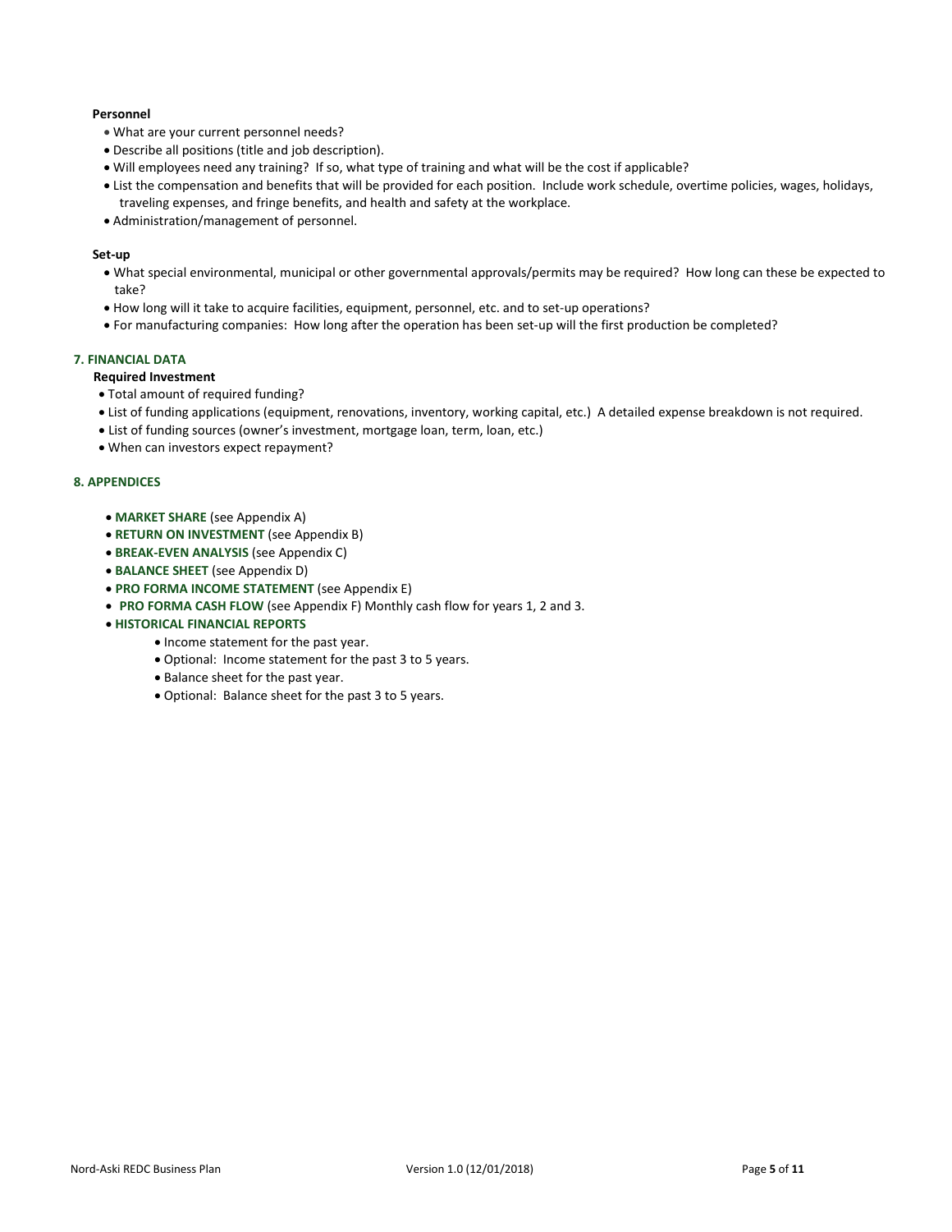**Personnel**

- What are your current personnel needs?
- Describe all positions (title and job description).
- Will employees need any training? If so, what type of training and what will be the cost if applicable?
- List the compensation and benefits that will be provided for each position. Include work schedule, overtime policies, wages, holidays, traveling expenses, and fringe benefits, and health and safety at the workplace.
- Administration/management of personnel.

**Set-up**

- What special environmental, municipal or other governmental approvals/permits may be required? How long can these be expected to take?
- How long will it take to acquire facilities, equipment, personnel, etc. and to set-up operations?
- For manufacturing companies: How long after the operation has been set-up will the first production be completed?

## 7. FINANCIAL DATA

**Required Investment**

- Total amount of required funding?
- List of funding applications (equipment, renovations, inventory, working capital, etc.) A detailed expense breakdown is not required.
- List of funding sources (owner's investment, mortgage loan, term, loan, etc.)
- When can investors expect repayment?

## 8. APPENDICES

- **MARKET SHARE** (see Appendix A)
- **RETURN ON INVESTMENT** (see Appendix B)
- **BREAK-EVEN ANALYSIS** (see Appendix C)
- **BALANCE SHEET** (see Appendix D)
- **PRO FORMA INCOME STATEMENT** (see Appendix E)
- **PRO FORMA CASH FLOW** (see Appendix F) Monthly cash flow for years 1, 2 and 3.
- **HISTORICAL FINANCIAL REPORTS**
  - Income statement for the past year.
  - Optional: Income statement for the past 3 to 5 years.
  - Balance sheet for the past year.
  - Optional: Balance sheet for the past 3 to 5 years.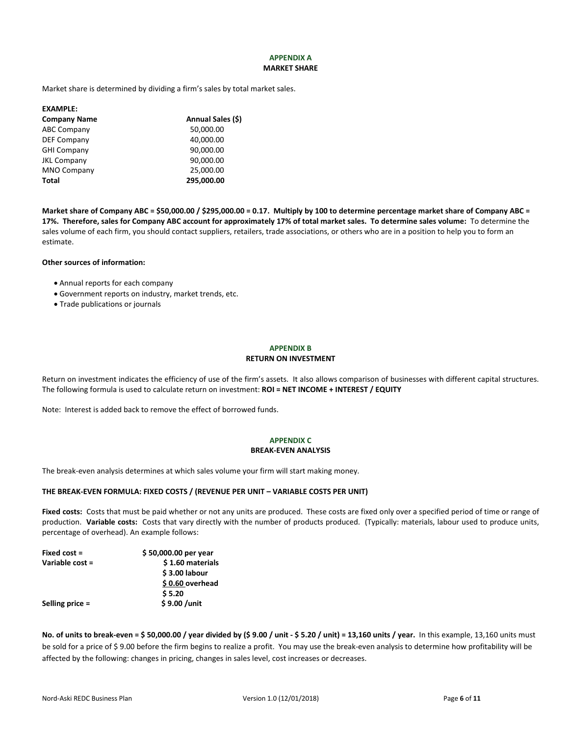## APPENDIX A
### MARKET SHARE

Market share is determined by dividing a firm's sales by total market sales.

**EXAMPLE:**

| **Company Name** | **Annual Sales ($)** |
|---|---|
| ABC Company | 50,000.00 |
| DEF Company | 40,000.00 |
| GHI Company | 90,000.00 |
| JKL Company | 90,000.00 |
| MNO Company | 25,000.00 |
| **Total** | **295,000.00** |

**Market share of Company ABC = $50,000.00 / $295,000.00 = 0.17. Multiply by 100 to determine percentage market share of Company ABC = 17%. Therefore, sales for Company ABC account for approximately 17% of total market sales. To determine sales volume:** To determine the sales volume of each firm, you should contact suppliers, retailers, trade associations, or others who are in a position to help you to form an estimate.

**Other sources of information:**

- Annual reports for each company
- Government reports on industry, market trends, etc.
- Trade publications or journals

## APPENDIX B
### RETURN ON INVESTMENT

Return on investment indicates the efficiency of use of the firm's assets. It also allows comparison of businesses with different capital structures. The following formula is used to calculate return on investment: **ROI = NET INCOME + INTEREST / EQUITY**

Note: Interest is added back to remove the effect of borrowed funds.

## APPENDIX C
### BREAK-EVEN ANALYSIS

The break-even analysis determines at which sales volume your firm will start making money.

**THE BREAK-EVEN FORMULA: FIXED COSTS / (REVENUE PER UNIT – VARIABLE COSTS PER UNIT)**

**Fixed costs:** Costs that must be paid whether or not any units are produced. These costs are fixed only over a specified period of time or range of production. **Variable costs:** Costs that vary directly with the number of products produced. (Typically: materials, labour used to produce units, percentage of overhead). An example follows:

| | |
|---|---|
| **Fixed cost =** | **$ 50,000.00 per year** |
| **Variable cost =** | **$ 1.60 materials** |
| | **$ 3.00 labour** |
| | **$ 0.60 overhead** |
| | **$ 5.20** |
| **Selling price =** | **$ 9.00 /unit** |

**No. of units to break-even = $ 50,000.00 / year divided by ($ 9.00 / unit - $ 5.20 / unit) = 13,160 units / year.** In this example, 13,160 units must be sold for a price of $ 9.00 before the firm begins to realize a profit. You may use the break-even analysis to determine how profitability will be affected by the following: changes in pricing, changes in sales level, cost increases or decreases.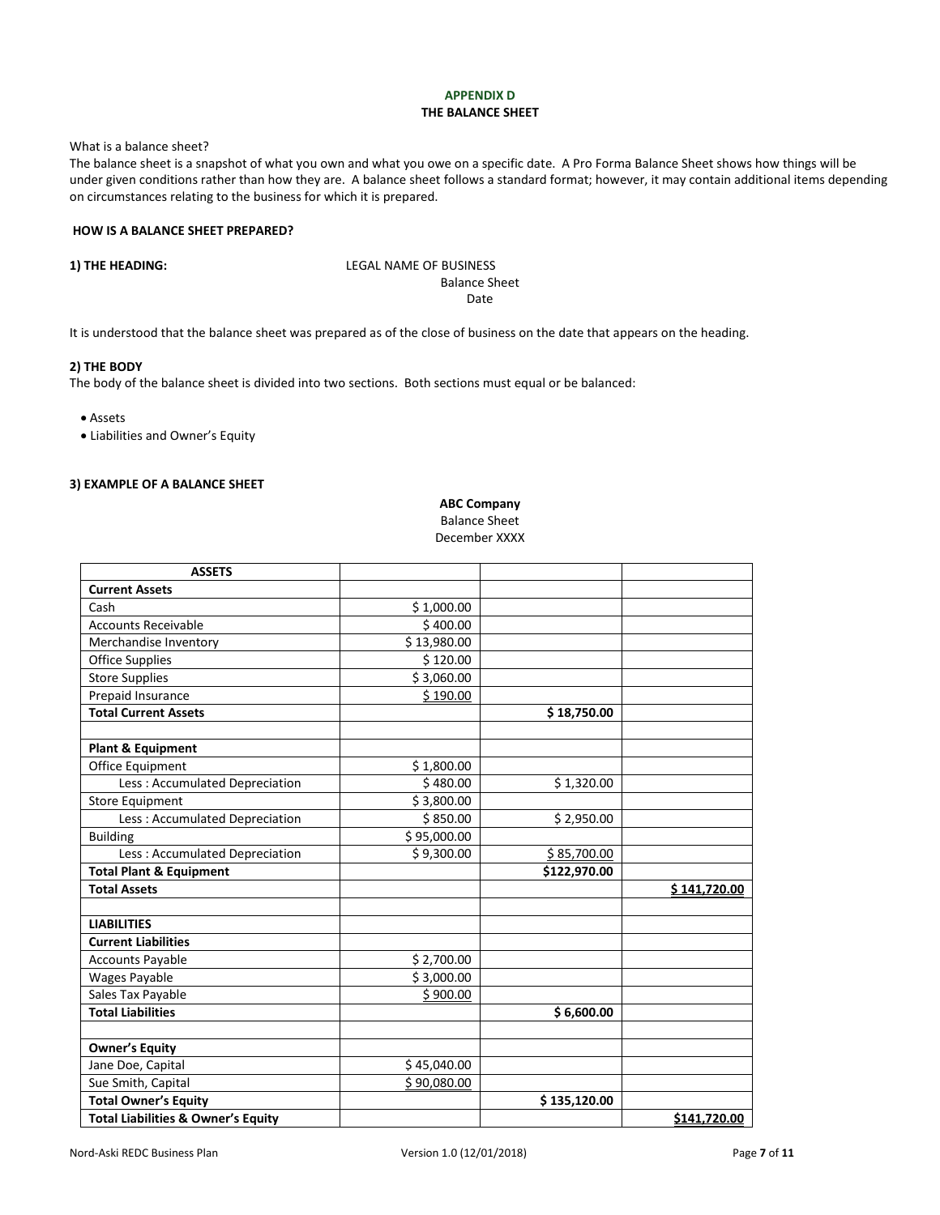## APPENDIX D
## THE BALANCE SHEET

What is a balance sheet?
The balance sheet is a snapshot of what you own and what you owe on a specific date. A Pro Forma Balance Sheet shows how things will be under given conditions rather than how they are. A balance sheet follows a standard format; however, it may contain additional items depending on circumstances relating to the business for which it is prepared.

### HOW IS A BALANCE SHEET PREPARED?

**1) THE HEADING:**

LEGAL NAME OF BUSINESS
Balance Sheet
Date

It is understood that the balance sheet was prepared as of the close of business on the date that appears on the heading.

**2) THE BODY**
The body of the balance sheet is divided into two sections. Both sections must equal or be balanced:

- Assets
- Liabilities and Owner's Equity

**3) EXAMPLE OF A BALANCE SHEET**

**ABC Company**
Balance Sheet
December XXXX

| ASSETS | | | |
|---|---|---|---|
| **Current Assets** | | | |
| Cash | $ 1,000.00 | | |
| Accounts Receivable | $ 400.00 | | |
| Merchandise Inventory | $ 13,980.00 | | |
| Office Supplies | $ 120.00 | | |
| Store Supplies | $ 3,060.00 | | |
| Prepaid Insurance | $ 190.00 | | |
| **Total Current Assets** | | **$ 18,750.00** | |
| | | | |
| **Plant & Equipment** | | | |
| Office Equipment | $ 1,800.00 | | |
| Less : Accumulated Depreciation | $ 480.00 | $ 1,320.00 | |
| Store Equipment | $ 3,800.00 | | |
| Less : Accumulated Depreciation | $ 850.00 | $ 2,950.00 | |
| Building | $ 95,000.00 | | |
| Less : Accumulated Depreciation | $ 9,300.00 | $ 85,700.00 | |
| **Total Plant & Equipment** | | **$122,970.00** | |
| **Total Assets** | | | **$ 141,720.00** |
| | | | |
| **LIABILITIES** | | | |
| **Current Liabilities** | | | |
| Accounts Payable | $ 2,700.00 | | |
| Wages Payable | $ 3,000.00 | | |
| Sales Tax Payable | $ 900.00 | | |
| **Total Liabilities** | | **$ 6,600.00** | |
| | | | |
| **Owner's Equity** | | | |
| Jane Doe, Capital | $ 45,040.00 | | |
| Sue Smith, Capital | $ 90,080.00 | | |
| **Total Owner's Equity** | | **$ 135,120.00** | |
| **Total Liabilities & Owner's Equity** | | | **$141,720.00** |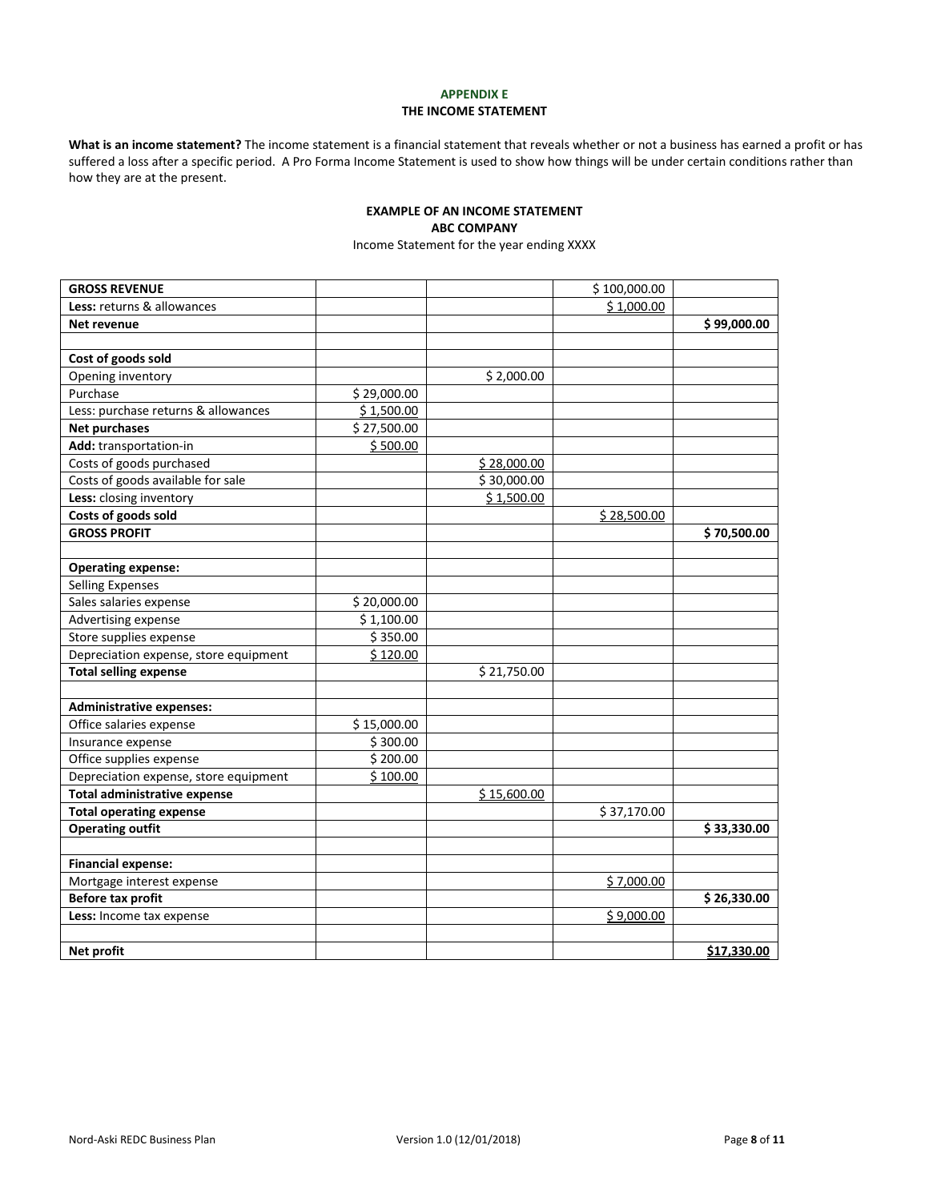**APPENDIX E**

**THE INCOME STATEMENT**

**What is an income statement?** The income statement is a financial statement that reveals whether or not a business has earned a profit or has suffered a loss after a specific period. A Pro Forma Income Statement is used to show how things will be under certain conditions rather than how they are at the present.

**EXAMPLE OF AN INCOME STATEMENT**

**ABC COMPANY**

Income Statement for the year ending XXXX

| | | | | |
|---|---|---|---|---|
| **GROSS REVENUE** | | | $ 100,000.00 | |
| **Less:** returns & allowances | | | $ 1,000.00 | |
| **Net revenue** | | | | **$ 99,000.00** |
| | | | | |
| **Cost of goods sold** | | | | |
| Opening inventory | | $ 2,000.00 | | |
| Purchase | $ 29,000.00 | | | |
| Less: purchase returns & allowances | $ 1,500.00 | | | |
| **Net purchases** | $ 27,500.00 | | | |
| **Add:** transportation-in | $ 500.00 | | | |
| Costs of goods purchased | | $ 28,000.00 | | |
| Costs of goods available for sale | | $ 30,000.00 | | |
| **Less:** closing inventory | | $ 1,500.00 | | |
| **Costs of goods sold** | | | $ 28,500.00 | |
| **GROSS PROFIT** | | | | **$ 70,500.00** |
| | | | | |
| **Operating expense:** | | | | |
| Selling Expenses | | | | |
| Sales salaries expense | $ 20,000.00 | | | |
| Advertising expense | $ 1,100.00 | | | |
| Store supplies expense | $ 350.00 | | | |
| Depreciation expense, store equipment | $ 120.00 | | | |
| **Total selling expense** | | $ 21,750.00 | | |
| | | | | |
| **Administrative expenses:** | | | | |
| Office salaries expense | $ 15,000.00 | | | |
| Insurance expense | $ 300.00 | | | |
| Office supplies expense | $ 200.00 | | | |
| Depreciation expense, store equipment | $ 100.00 | | | |
| **Total administrative expense** | | $ 15,600.00 | | |
| **Total operating expense** | | | $ 37,170.00 | |
| **Operating outfit** | | | | **$ 33,330.00** |
| | | | | |
| **Financial expense:** | | | | |
| Mortgage interest expense | | | $ 7,000.00 | |
| **Before tax profit** | | | | **$ 26,330.00** |
| **Less:** Income tax expense | | | $ 9,000.00 | |
| | | | | |
| **Net profit** | | | | **$17,330.00** |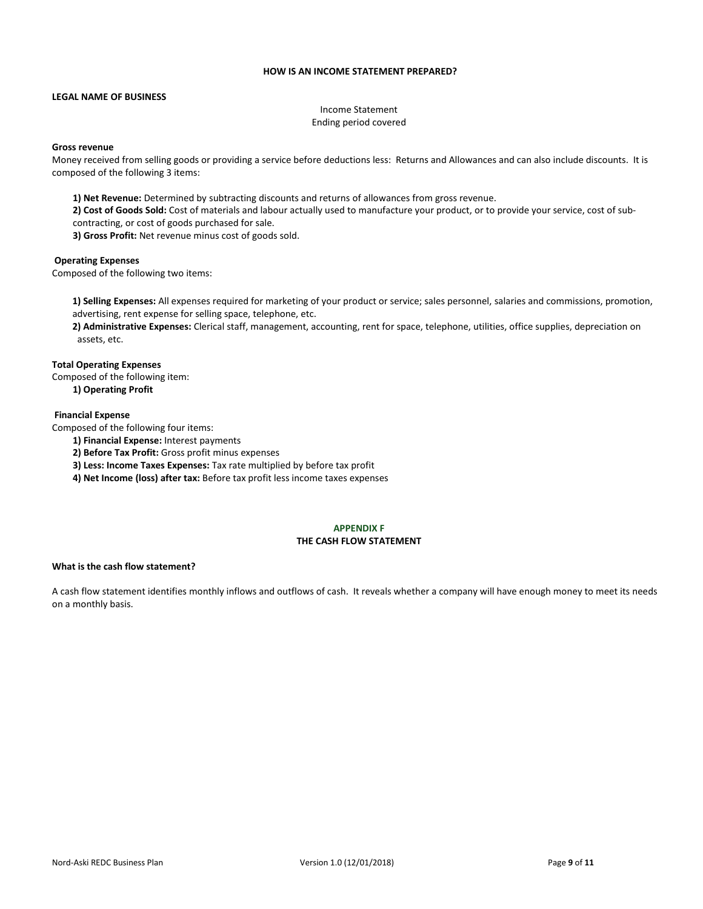## HOW IS AN INCOME STATEMENT PREPARED?

**LEGAL NAME OF BUSINESS**

Income Statement
Ending period covered

**Gross revenue**
Money received from selling goods or providing a service before deductions less: Returns and Allowances and can also include discounts. It is composed of the following 3 items:

**1) Net Revenue:** Determined by subtracting discounts and returns of allowances from gross revenue.
**2) Cost of Goods Sold:** Cost of materials and labour actually used to manufacture your product, or to provide your service, cost of sub-contracting, or cost of goods purchased for sale.
**3) Gross Profit:** Net revenue minus cost of goods sold.

**Operating Expenses**
Composed of the following two items:

**1) Selling Expenses:** All expenses required for marketing of your product or service; sales personnel, salaries and commissions, promotion, advertising, rent expense for selling space, telephone, etc.
**2) Administrative Expenses:** Clerical staff, management, accounting, rent for space, telephone, utilities, office supplies, depreciation on assets, etc.

**Total Operating Expenses**
Composed of the following item:
**1) Operating Profit**

**Financial Expense**
Composed of the following four items:
**1) Financial Expense:** Interest payments
**2) Before Tax Profit:** Gross profit minus expenses
**3) Less: Income Taxes Expenses:** Tax rate multiplied by before tax profit
**4) Net Income (loss) after tax:** Before tax profit less income taxes expenses

## APPENDIX F
## THE CASH FLOW STATEMENT

**What is the cash flow statement?**

A cash flow statement identifies monthly inflows and outflows of cash. It reveals whether a company will have enough money to meet its needs on a monthly basis.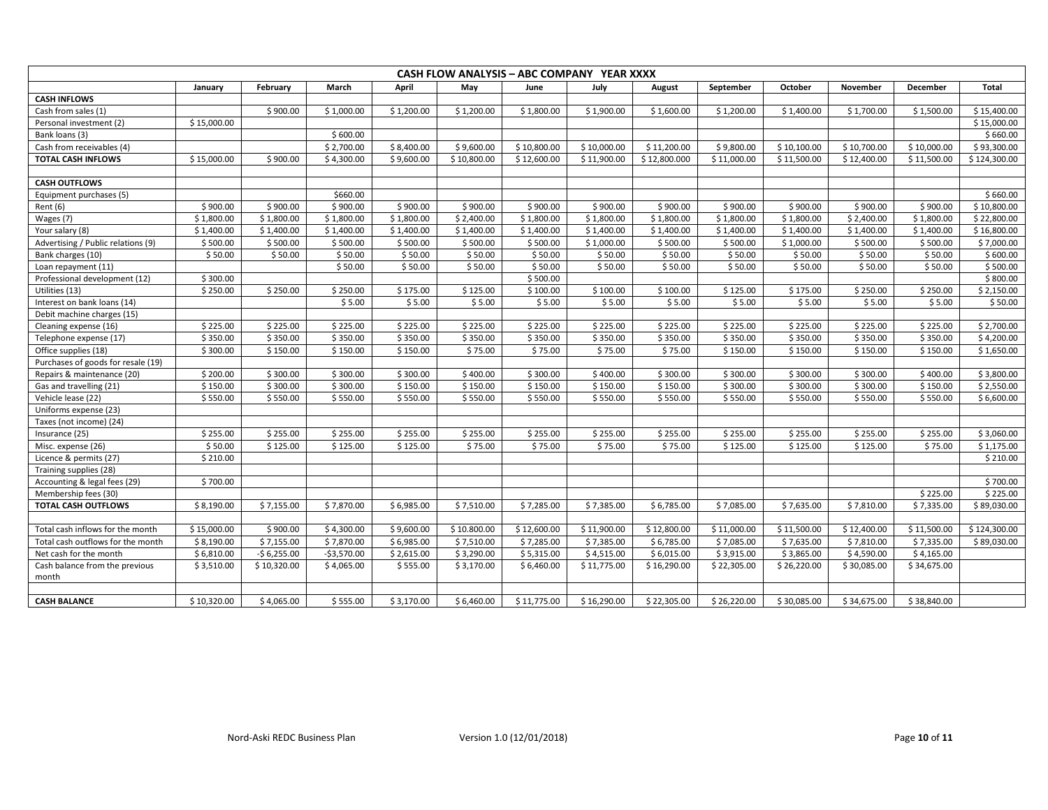| CASH FLOW ANALYSIS – ABC COMPANY YEAR XXXX | | | | | | | | | | | | | |
|---|---|---|---|---|---|---|---|---|---|---|---|---|---|
| | January | February | March | April | May | June | July | August | September | October | November | December | Total |
| **CASH INFLOWS** | | | | | | | | | | | | | |
| Cash from sales (1) | | $ 900.00 | $ 1,000.00 | $ 1,200.00 | $ 1,200.00 | $ 1,800.00 | $ 1,900.00 | $ 1,600.00 | $ 1,200.00 | $ 1,400.00 | $ 1,700.00 | $ 1,500.00 | $ 15,400.00 |
| Personal investment (2) | $ 15,000.00 | | | | | | | | | | | | $ 15,000.00 |
| Bank loans (3) | | | $ 600.00 | | | | | | | | | | $ 660.00 |
| Cash from receivables (4) | | | $ 2,700.00 | $ 8,400.00 | $ 9,600.00 | $ 10,800.00 | $ 10,000.00 | $ 11,200.00 | $ 9,800.00 | $ 10,100.00 | $ 10,700.00 | $ 10,000.00 | $ 93,300.00 |
| **TOTAL CASH INFLOWS** | $ 15,000.00 | $ 900.00 | $ 4,300.00 | $ 9,600.00 | $ 10,800.00 | $ 12,600.00 | $ 11,900.00 | $ 12,800.000 | $ 11,000.00 | $ 11,500.00 | $ 12,400.00 | $ 11,500.00 | $ 124,300.00 |
| | | | | | | | | | | | | | |
| **CASH OUTFLOWS** | | | | | | | | | | | | | |
| Equipment purchases (5) | | | $660.00 | | | | | | | | | | $ 660.00 |
| Rent (6) | $ 900.00 | $ 900.00 | $ 900.00 | $ 900.00 | $ 900.00 | $ 900.00 | $ 900.00 | $ 900.00 | $ 900.00 | $ 900.00 | $ 900.00 | $ 900.00 | $ 10,800.00 |
| Wages (7) | $ 1,800.00 | $ 1,800.00 | $ 1,800.00 | $ 1,800.00 | $ 2,400.00 | $ 1,800.00 | $ 1,800.00 | $ 1,800.00 | $ 1,800.00 | $ 1,800.00 | $ 2,400.00 | $ 1,800.00 | $ 22,800.00 |
| Your salary (8) | $ 1,400.00 | $ 1,400.00 | $ 1,400.00 | $ 1,400.00 | $ 1,400.00 | $ 1,400.00 | $ 1,400.00 | $ 1,400.00 | $ 1,400.00 | $ 1,400.00 | $ 1,400.00 | $ 1,400.00 | $ 16,800.00 |
| Advertising / Public relations (9) | $ 500.00 | $ 500.00 | $ 500.00 | $ 500.00 | $ 500.00 | $ 500.00 | $ 1,000.00 | $ 500.00 | $ 500.00 | $ 1,000.00 | $ 500.00 | $ 500.00 | $ 7,000.00 |
| Bank charges (10) | $ 50.00 | $ 50.00 | $ 50.00 | $ 50.00 | $ 50.00 | $ 50.00 | $ 50.00 | $ 50.00 | $ 50.00 | $ 50.00 | $ 50.00 | $ 50.00 | $ 600.00 |
| Loan repayment (11) | | | $ 50.00 | $ 50.00 | $ 50.00 | $ 50.00 | $ 50.00 | $ 50.00 | $ 50.00 | $ 50.00 | $ 50.00 | $ 50.00 | $ 500.00 |
| Professional development (12) | $ 300.00 | | | | | $ 500.00 | | | | | | | $ 800.00 |
| Utilities (13) | $ 250.00 | $ 250.00 | $ 250.00 | $ 175.00 | $ 125.00 | $ 100.00 | $ 100.00 | $ 100.00 | $ 125.00 | $ 175.00 | $ 250.00 | $ 250.00 | $ 2,150.00 |
| Interest on bank loans (14) | | | $ 5.00 | $ 5.00 | $ 5.00 | $ 5.00 | $ 5.00 | $ 5.00 | $ 5.00 | $ 5.00 | $ 5.00 | $ 5.00 | $ 50.00 |
| Debit machine charges (15) | | | | | | | | | | | | | |
| Cleaning expense (16) | $ 225.00 | $ 225.00 | $ 225.00 | $ 225.00 | $ 225.00 | $ 225.00 | $ 225.00 | $ 225.00 | $ 225.00 | $ 225.00 | $ 225.00 | $ 225.00 | $ 2,700.00 |
| Telephone expense (17) | $ 350.00 | $ 350.00 | $ 350.00 | $ 350.00 | $ 350.00 | $ 350.00 | $ 350.00 | $ 350.00 | $ 350.00 | $ 350.00 | $ 350.00 | $ 350.00 | $ 4,200.00 |
| Office supplies (18) | $ 300.00 | $ 150.00 | $ 150.00 | $ 150.00 | $ 75.00 | $ 75.00 | $ 75.00 | $ 75.00 | $ 150.00 | $ 150.00 | $ 150.00 | $ 150.00 | $ 1,650.00 |
| Purchases of goods for resale (19) | | | | | | | | | | | | | |
| Repairs & maintenance (20) | $ 200.00 | $ 300.00 | $ 300.00 | $ 300.00 | $ 400.00 | $ 300.00 | $ 400.00 | $ 300.00 | $ 300.00 | $ 300.00 | $ 300.00 | $ 400.00 | $ 3,800.00 |
| Gas and travelling (21) | $ 150.00 | $ 300.00 | $ 300.00 | $ 150.00 | $ 150.00 | $ 150.00 | $ 150.00 | $ 150.00 | $ 300.00 | $ 300.00 | $ 300.00 | $ 150.00 | $ 2,550.00 |
| Vehicle lease (22) | $ 550.00 | $ 550.00 | $ 550.00 | $ 550.00 | $ 550.00 | $ 550.00 | $ 550.00 | $ 550.00 | $ 550.00 | $ 550.00 | $ 550.00 | $ 550.00 | $ 6,600.00 |
| Uniforms expense (23) | | | | | | | | | | | | | |
| Taxes (not income) (24) | | | | | | | | | | | | | |
| Insurance (25) | $ 255.00 | $ 255.00 | $ 255.00 | $ 255.00 | $ 255.00 | $ 255.00 | $ 255.00 | $ 255.00 | $ 255.00 | $ 255.00 | $ 255.00 | $ 255.00 | $ 3,060.00 |
| Misc. expense (26) | $ 50.00 | $ 125.00 | $ 125.00 | $ 125.00 | $ 75.00 | $ 75.00 | $ 75.00 | $ 75.00 | $ 125.00 | $ 125.00 | $ 125.00 | $ 75.00 | $ 1,175.00 |
| Licence & permits (27) | $ 210.00 | | | | | | | | | | | | $ 210.00 |
| Training supplies (28) | | | | | | | | | | | | | |
| Accounting & legal fees (29) | $ 700.00 | | | | | | | | | | | | $ 700.00 |
| Membership fees (30) | | | | | | | | | | | | $ 225.00 | $ 225.00 |
| **TOTAL CASH OUTFLOWS** | $ 8,190.00 | $ 7,155.00 | $ 7,870.00 | $ 6,985.00 | $ 7,510.00 | $ 7,285.00 | $ 7,385.00 | $ 6,785.00 | $ 7,085.00 | $ 7,635.00 | $ 7,810.00 | $ 7,335.00 | $ 89,030.00 |
| | | | | | | | | | | | | | |
| Total cash inflows for the month | $ 15,000.00 | $ 900.00 | $ 4,300.00 | $ 9,600.00 | $ 10.800.00 | $ 12,600.00 | $ 11,900.00 | $ 12,800.00 | $ 11,000.00 | $ 11,500.00 | $ 12,400.00 | $ 11,500.00 | $ 124,300.00 |
| Total cash outflows for the month | $ 8,190.00 | $ 7,155.00 | $ 7,870.00 | $ 6,985.00 | $ 7,510.00 | $ 7,285.00 | $ 7,385.00 | $ 6,785.00 | $ 7,085.00 | $ 7,635.00 | $ 7,810.00 | $ 7,335.00 | $ 89,030.00 |
| Net cash for the month | $ 6,810.00 | -$ 6,255.00 | -$3,570.00 | $ 2,615.00 | $ 3,290.00 | $ 5,315.00 | $ 4,515.00 | $ 6,015.00 | $ 3,915.00 | $ 3,865.00 | $ 4,590.00 | $ 4,165.00 | |
| Cash balance from the previous month | $ 3,510.00 | $ 10,320.00 | $ 4,065.00 | $ 555.00 | $ 3,170.00 | $ 6,460.00 | $ 11,775.00 | $ 16,290.00 | $ 22,305.00 | $ 26,220.00 | $ 30,085.00 | $ 34,675.00 | |
| | | | | | | | | | | | | | |
| **CASH BALANCE** | $ 10,320.00 | $ 4,065.00 | $ 555.00 | $ 3,170.00 | $ 6,460.00 | $ 11,775.00 | $ 16,290.00 | $ 22,305.00 | $ 26,220.00 | $ 30,085.00 | $ 34,675.00 | $ 38,840.00 | |

Nord-Aski REDC Business Plan Version 1.0 (12/01/2018)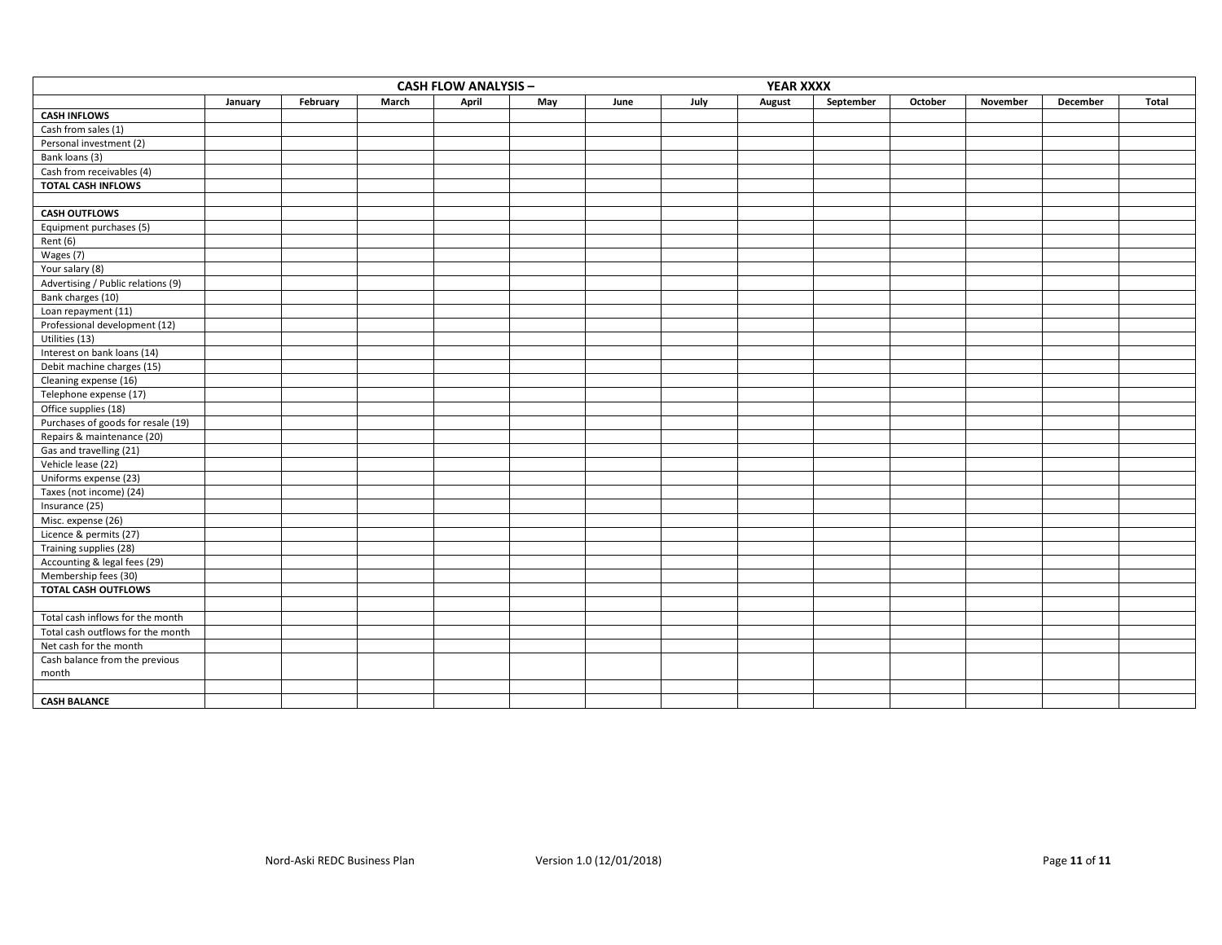| CASH FLOW ANALYSIS – | | | | | | YEAR XXXX | | | | | | | |
|---|---|---|---|---|---|---|---|---|---|---|---|---|---|
| | January | February | March | April | May | June | July | August | September | October | November | December | Total |
| **CASH INFLOWS** | | | | | | | | | | | | | |
| Cash from sales (1) | | | | | | | | | | | | | |
| Personal investment (2) | | | | | | | | | | | | | |
| Bank loans (3) | | | | | | | | | | | | | |
| Cash from receivables (4) | | | | | | | | | | | | | |
| **TOTAL CASH INFLOWS** | | | | | | | | | | | | | |
| | | | | | | | | | | | | | |
| **CASH OUTFLOWS** | | | | | | | | | | | | | |
| Equipment purchases (5) | | | | | | | | | | | | | |
| Rent (6) | | | | | | | | | | | | | |
| Wages (7) | | | | | | | | | | | | | |
| Your salary (8) | | | | | | | | | | | | | |
| Advertising / Public relations (9) | | | | | | | | | | | | | |
| Bank charges (10) | | | | | | | | | | | | | |
| Loan repayment (11) | | | | | | | | | | | | | |
| Professional development (12) | | | | | | | | | | | | | |
| Utilities (13) | | | | | | | | | | | | | |
| Interest on bank loans (14) | | | | | | | | | | | | | |
| Debit machine charges (15) | | | | | | | | | | | | | |
| Cleaning expense (16) | | | | | | | | | | | | | |
| Telephone expense (17) | | | | | | | | | | | | | |
| Office supplies (18) | | | | | | | | | | | | | |
| Purchases of goods for resale (19) | | | | | | | | | | | | | |
| Repairs & maintenance (20) | | | | | | | | | | | | | |
| Gas and travelling (21) | | | | | | | | | | | | | |
| Vehicle lease (22) | | | | | | | | | | | | | |
| Uniforms expense (23) | | | | | | | | | | | | | |
| Taxes (not income) (24) | | | | | | | | | | | | | |
| Insurance (25) | | | | | | | | | | | | | |
| Misc. expense (26) | | | | | | | | | | | | | |
| Licence & permits (27) | | | | | | | | | | | | | |
| Training supplies (28) | | | | | | | | | | | | | |
| Accounting & legal fees (29) | | | | | | | | | | | | | |
| Membership fees (30) | | | | | | | | | | | | | |
| **TOTAL CASH OUTFLOWS** | | | | | | | | | | | | | |
| | | | | | | | | | | | | | |
| Total cash inflows for the month | | | | | | | | | | | | | |
| Total cash outflows for the month | | | | | | | | | | | | | |
| Net cash for the month | | | | | | | | | | | | | |
| Cash balance from the previous month | | | | | | | | | | | | | |
| | | | | | | | | | | | | | |
| **CASH BALANCE** | | | | | | | | | | | | | |